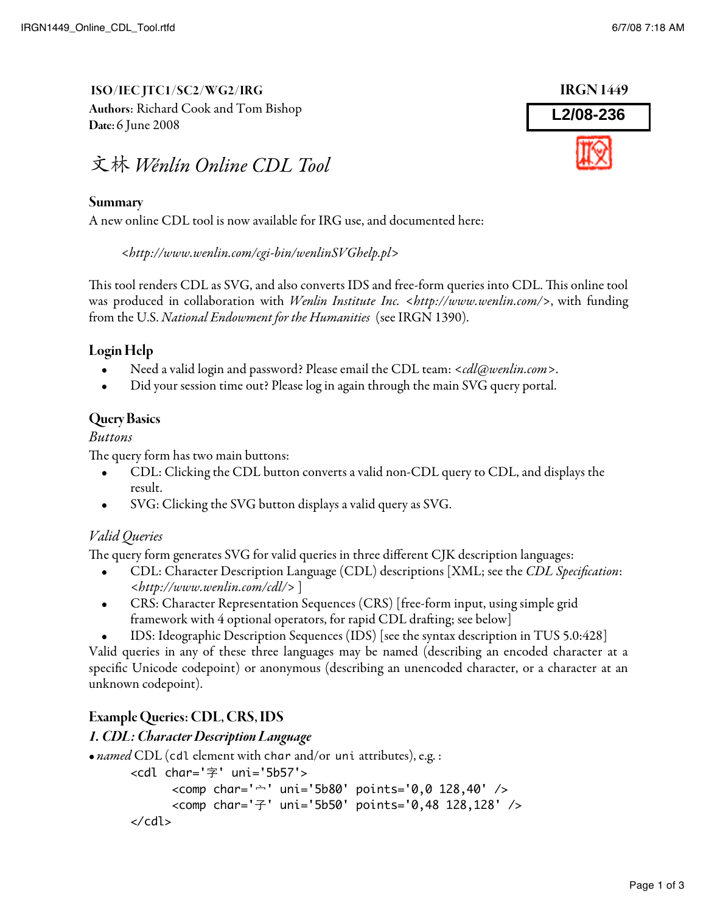ISO/IEC JTC1/SC2/WG2/IRG

**Authors:** Richard Cook and Tom Bishop
**Date:** 6 June 2008

IRGN 1449

L2/08-236

# 文林 *Wénlín Online CDL Tool*

## Summary

A new online CDL tool is now available for IRG use, and documented here:

> <*http://www.wenlin.com/cgi-bin/wenlinSVGhelp.pl*>

This tool renders CDL as SVG, and also converts IDS and free-form queries into CDL. This online tool was produced in collaboration with *Wenlin Institute Inc.* <*http://www.wenlin.com/*>, with funding from the U.S. *National Endowment for the Humanities* (see IRGN 1390).

## Login Help

- Need a valid login and password? Please email the CDL team: <*cdl@wenlin.com*>.
- Did your session time out? Please log in again through the main SVG query portal.

## Query Basics

*Buttons*

The query form has two main buttons:

- CDL: Clicking the CDL button converts a valid non-CDL query to CDL, and displays the result.
- SVG: Clicking the SVG button displays a valid query as SVG.

*Valid Queries*

The query form generates SVG for valid queries in three different CJK description languages:

- CDL: Character Description Language (CDL) descriptions [XML; see the *CDL Specification*: <*http://www.wenlin.com/cdl/*> ]
- CRS: Character Representation Sequences (CRS) [free-form input, using simple grid framework with 4 optional operators, for rapid CDL drafting; see below]
- IDS: Ideographic Description Sequences (IDS) [see the syntax description in TUS 5.0:428]

Valid queries in any of these three languages may be named (describing an encoded character at a specific Unicode codepoint) or anonymous (describing an unencoded character, or a character at an unknown codepoint).

## Example Queries: CDL, CRS, IDS

### *1. CDL: Character Description Language*

• *named* CDL (`cdl` element with `char` and/or `uni` attributes), e.g. :

```
<cdl char='字' uni='5b57'>
      <comp char='宀' uni='5b80' points='0,0 128,40' />
      <comp char='子' uni='5b50' points='0,48 128,128' />
</cdl>
```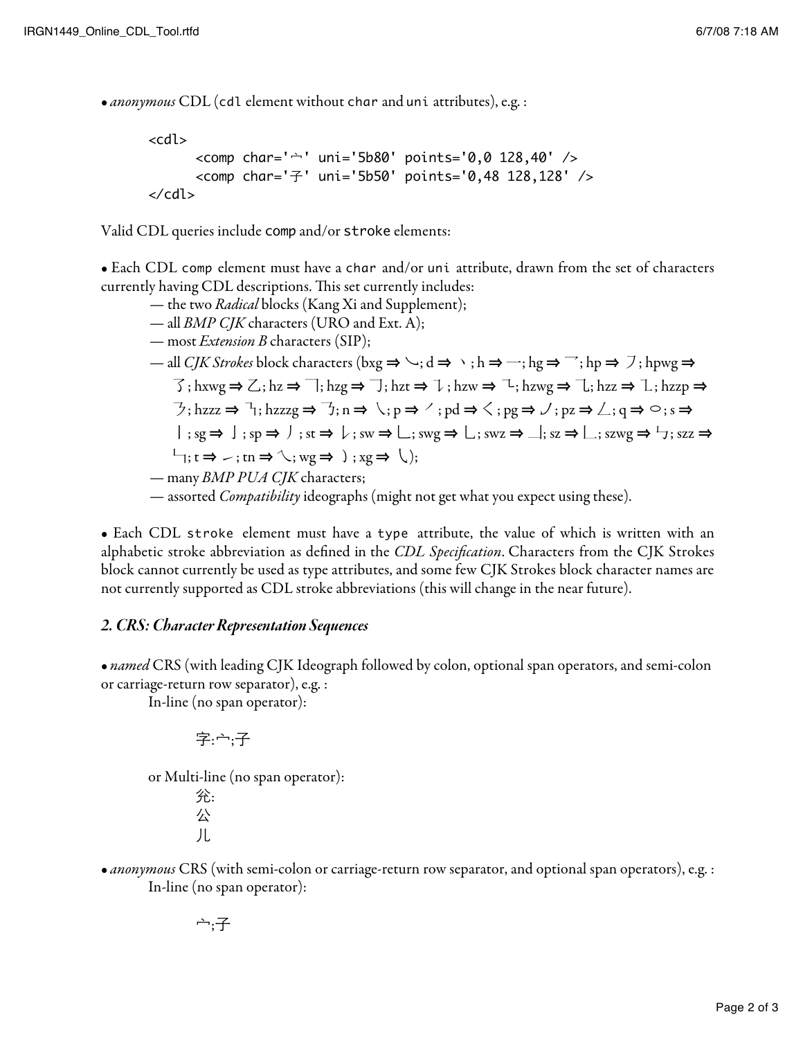• *anonymous* CDL (cdl element without char and uni attributes), e.g. :

```
<cdl>
      <comp char='宀' uni='5b80' points='0,0 128,40' />
      <comp char='子' uni='5b50' points='0,48 128,128' />
</cdl>
```

Valid CDL queries include comp and/or stroke elements:

• Each CDL comp element must have a char and/or uni attribute, drawn from the set of characters currently having CDL descriptions. This set currently includes:

— the two *Radical* blocks (Kang Xi and Supplement);
— all *BMP CJK* characters (URO and Ext. A);
— most *Extension B* characters (SIP);
— all *CJK Strokes* block characters (bxg ⇒ ㇃; d ⇒ ㇔; h ⇒ ㇐; hg ⇒ ㇖; hp ⇒ ㇇; hpwg ⇒ ㇌; hxwg ⇒ ㇠; hz ⇒ ㇕; hzg ⇒ ㇆; hzt ⇒ ㇊; hzw ⇒ ㇍; hzwg ⇒ ㇈; hzz ⇒ ㇅; hzzp ⇒ ㇋; hzzz ⇒ ㇎; hzzzg ⇒ ㇡; n ⇒ ㇏; p ⇒ ㇒; pd ⇒ ㇛; pg ⇒ ㇢; pz ⇒ ㇜; q ⇒ ㇣; s ⇒ ㇑; sg ⇒ ㇚; sp ⇒ ㇓; st ⇒ ㇙; sw ⇒ ㇄; swg ⇒ ㇟; swz ⇒ ㇞; sz ⇒ ㇗; szwg ⇒ ㇉; szz ⇒ ㇞; t ⇒ ㇀; tn ⇒ ㇝; wg ⇒ ㇁; xg ⇒ ㇂);
— many *BMP PUA CJK* characters;
— assorted *Compatibility* ideographs (might not get what you expect using these).

• Each CDL stroke element must have a type attribute, the value of which is written with an alphabetic stroke abbreviation as defined in the *CDL Specification*. Characters from the CJK Strokes block cannot currently be used as type attributes, and some few CJK Strokes block character names are not currently supported as CDL stroke abbreviations (this will change in the near future).

### *2. CRS: Character Representation Sequences*

• *named* CRS (with leading CJK Ideograph followed by colon, optional span operators, and semi-colon or carriage-return row separator), e.g. :

In-line (no span operator):

字:宀;子

or Multi-line (no span operator):

兊:
公
儿

• *anonymous* CRS (with semi-colon or carriage-return row separator, and optional span operators), e.g. :

In-line (no span operator):

宀;子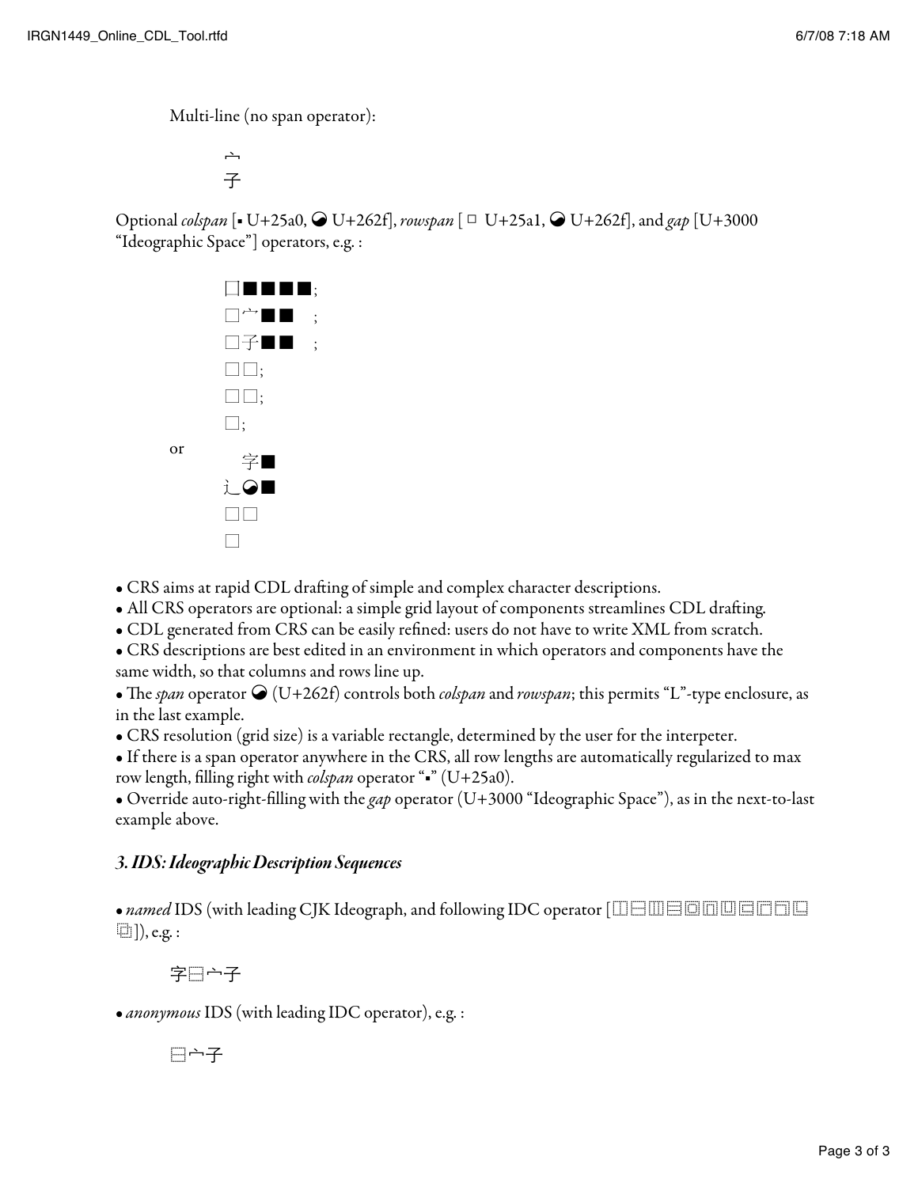Multi-line (no span operator):

```
宀
子
```

Optional *colspan* [▪ U+25a0, ◒ U+262f], *rowspan* [▫ U+25a1, ◒ U+262f], and *gap* [U+3000 "Ideographic Space"] operators, e.g. :

```
□■■■■;
□宀■■　;
□子■■　;
□□;
□□;
□;
```

or

```
　字■
辶◒■
□□
□
```

- CRS aims at rapid CDL drafting of simple and complex character descriptions.
- All CRS operators are optional: a simple grid layout of components streamlines CDL drafting.
- CDL generated from CRS can be easily refined: users do not have to write XML from scratch.
- CRS descriptions are best edited in an environment in which operators and components have the same width, so that columns and rows line up.
- The *span* operator ◒ (U+262f) controls both *colspan* and *rowspan*; this permits "L"-type enclosure, as in the last example.
- CRS resolution (grid size) is a variable rectangle, determined by the user for the interpeter.
- If there is a span operator anywhere in the CRS, all row lengths are automatically regularized to max row length, filling right with *colspan* operator "▪" (U+25a0).
- Override auto-right-filling with the *gap* operator (U+3000 "Ideographic Space"), as in the next-to-last example above.

### *3. IDS: Ideographic Description Sequences*

- *named* IDS (with leading CJK Ideograph, and following IDC operator [⿰⿱⿲⿳⿴⿵⿶⿷⿸⿹⿺⿻]), e.g. :

  字⿱宀子

- *anonymous* IDS (with leading IDC operator), e.g. :

  ⿱宀子